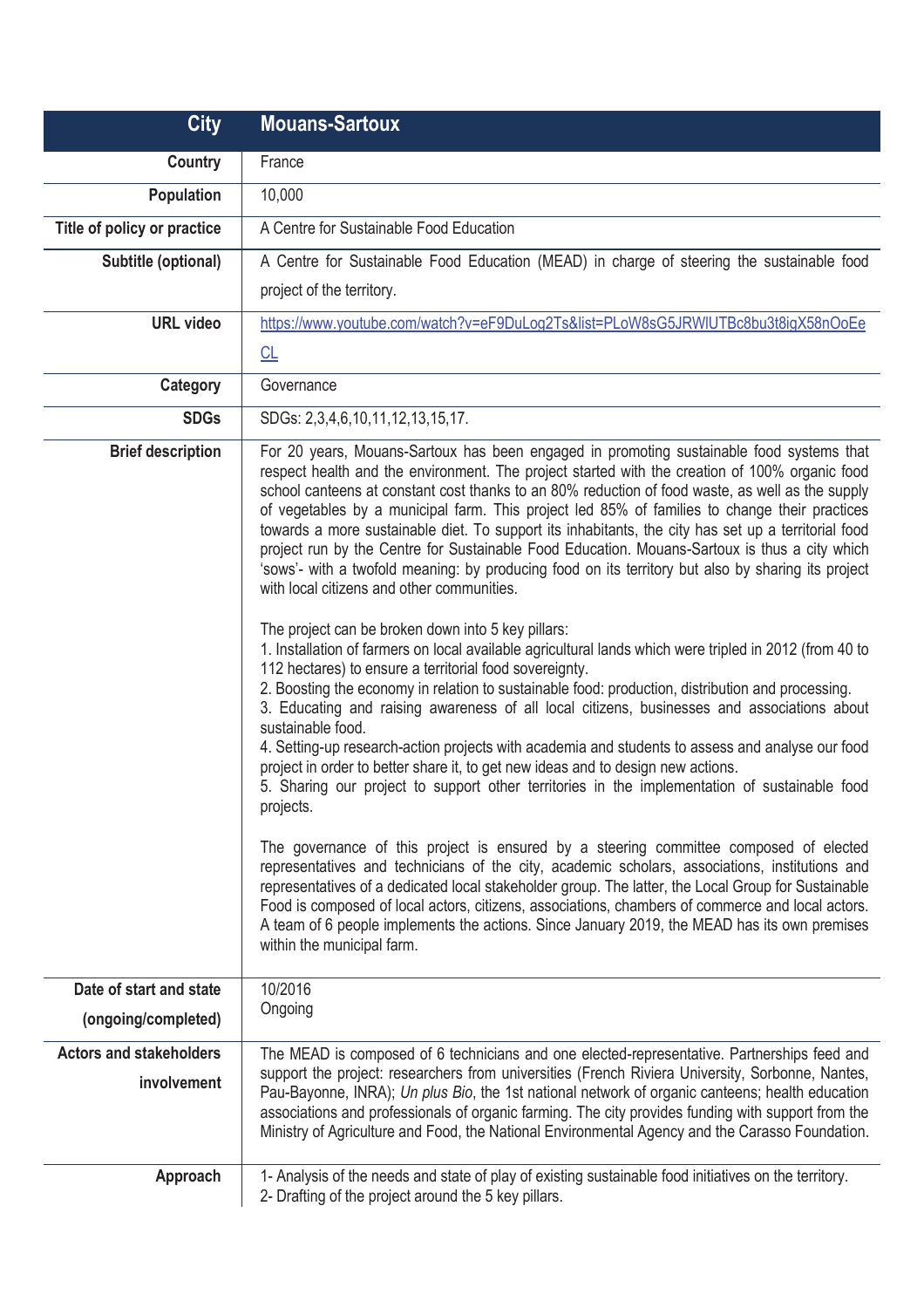| City | Mouans-Sartoux |
|---|---|
| Country | France |
| Population | 10,000 |
| Title of policy or practice | A Centre for Sustainable Food Education |
| Subtitle (optional) | A Centre for Sustainable Food Education (MEAD) in charge of steering the sustainable food project of the territory. |
| URL video | https://www.youtube.com/watch?v=eF9DuLog2Ts&list=PLoW8sG5JRWlUTBc8bu3t8igX58nOoEeCL |
| Category | Governance |
| SDGs | SDGs: 2,3,4,6,10,11,12,13,15,17. |
| Brief description | For 20 years, Mouans-Sartoux has been engaged in promoting sustainable food systems that respect health and the environment. The project started with the creation of 100% organic food school canteens at constant cost thanks to an 80% reduction of food waste, as well as the supply of vegetables by a municipal farm. This project led 85% of families to change their practices towards a more sustainable diet. To support its inhabitants, the city has set up a territorial food project run by the Centre for Sustainable Food Education. Mouans-Sartoux is thus a city which 'sows'- with a twofold meaning: by producing food on its territory but also by sharing its project with local citizens and other communities.<br><br>The project can be broken down into 5 key pillars:<br>1. Installation of farmers on local available agricultural lands which were tripled in 2012 (from 40 to 112 hectares) to ensure a territorial food sovereignty.<br>2. Boosting the economy in relation to sustainable food: production, distribution and processing.<br>3. Educating and raising awareness of all local citizens, businesses and associations about sustainable food.<br>4. Setting-up research-action projects with academia and students to assess and analyse our food project in order to better share it, to get new ideas and to design new actions.<br>5. Sharing our project to support other territories in the implementation of sustainable food projects.<br><br>The governance of this project is ensured by a steering committee composed of elected representatives and technicians of the city, academic scholars, associations, institutions and representatives of a dedicated local stakeholder group. The latter, the Local Group for Sustainable Food is composed of local actors, citizens, associations, chambers of commerce and local actors. A team of 6 people implements the actions. Since January 2019, the MEAD has its own premises within the municipal farm. |
| Date of start and state (ongoing/completed) | 10/2016<br>Ongoing |
| Actors and stakeholders involvement | The MEAD is composed of 6 technicians and one elected-representative. Partnerships feed and support the project: researchers from universities (French Riviera University, Sorbonne, Nantes, Pau-Bayonne, INRA); *Un plus Bio*, the 1st national network of organic canteens; health education associations and professionals of organic farming. The city provides funding with support from the Ministry of Agriculture and Food, the National Environmental Agency and the Carasso Foundation. |
| Approach | 1- Analysis of the needs and state of play of existing sustainable food initiatives on the territory.<br>2- Drafting of the project around the 5 key pillars. |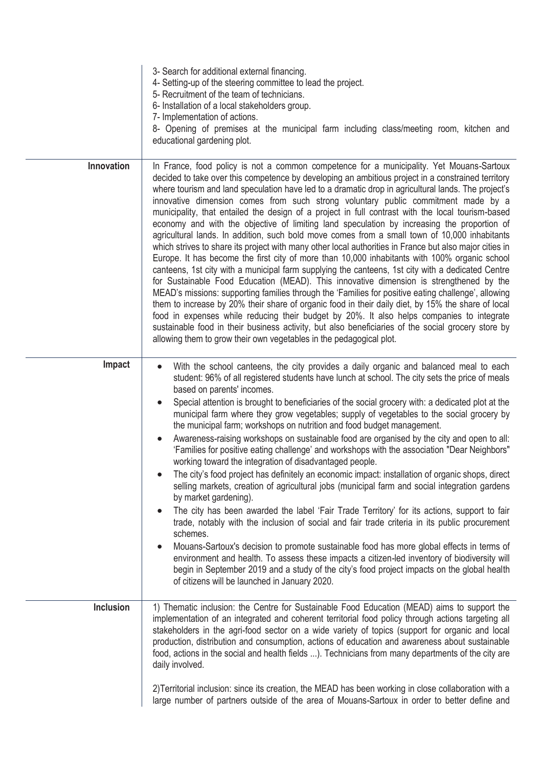| | |
|---|---|
| | 3- Search for additional external financing.<br>4- Setting-up of the steering committee to lead the project.<br>5- Recruitment of the team of technicians.<br>6- Installation of a local stakeholders group.<br>7- Implementation of actions.<br>8- Opening of premises at the municipal farm including class/meeting room, kitchen and educational gardening plot. |
| **Innovation** | In France, food policy is not a common competence for a municipality. Yet Mouans-Sartoux decided to take over this competence by developing an ambitious project in a constrained territory where tourism and land speculation have led to a dramatic drop in agricultural lands. The project's innovative dimension comes from such strong voluntary public commitment made by a municipality, that entailed the design of a project in full contrast with the local tourism-based economy and with the objective of limiting land speculation by increasing the proportion of agricultural lands. In addition, such bold move comes from a small town of 10,000 inhabitants which strives to share its project with many other local authorities in France but also major cities in Europe. It has become the first city of more than 10,000 inhabitants with 100% organic school canteens, 1st city with a municipal farm supplying the canteens, 1st city with a dedicated Centre for Sustainable Food Education (MEAD). This innovative dimension is strengthened by the MEAD's missions: supporting families through the 'Families for positive eating challenge', allowing them to increase by 20% their share of organic food in their daily diet, by 15% the share of local food in expenses while reducing their budget by 20%. It also helps companies to integrate sustainable food in their business activity, but also beneficiaries of the social grocery store by allowing them to grow their own vegetables in the pedagogical plot. |
| **Impact** | • With the school canteens, the city provides a daily organic and balanced meal to each student: 96% of all registered students have lunch at school. The city sets the price of meals based on parents' incomes.<br>• Special attention is brought to beneficiaries of the social grocery with: a dedicated plot at the municipal farm where they grow vegetables; supply of vegetables to the social grocery by the municipal farm; workshops on nutrition and food budget management.<br>• Awareness-raising workshops on sustainable food are organised by the city and open to all: 'Families for positive eating challenge' and workshops with the association "Dear Neighbors" working toward the integration of disadvantaged people.<br>• The city's food project has definitely an economic impact: installation of organic shops, direct selling markets, creation of agricultural jobs (municipal farm and social integration gardens by market gardening).<br>• The city has been awarded the label 'Fair Trade Territory' for its actions, support to fair trade, notably with the inclusion of social and fair trade criteria in its public procurement schemes.<br>• Mouans-Sartoux's decision to promote sustainable food has more global effects in terms of environment and health. To assess these impacts a citizen-led inventory of biodiversity will begin in September 2019 and a study of the city's food project impacts on the global health of citizens will be launched in January 2020. |
| **Inclusion** | 1) Thematic inclusion: the Centre for Sustainable Food Education (MEAD) aims to support the implementation of an integrated and coherent territorial food policy through actions targeting all stakeholders in the agri-food sector on a wide variety of topics (support for organic and local production, distribution and consumption, actions of education and awareness about sustainable food, actions in the social and health fields ...). Technicians from many departments of the city are daily involved.<br><br>2)Territorial inclusion: since its creation, the MEAD has been working in close collaboration with a large number of partners outside of the area of Mouans-Sartoux in order to better define and |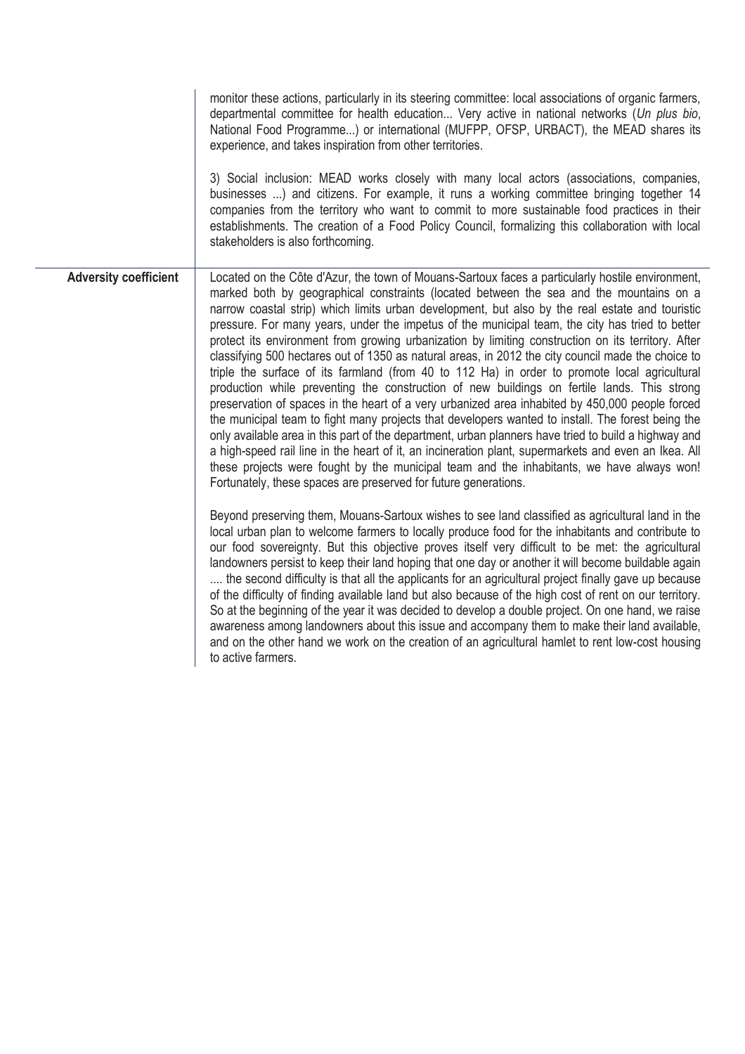| | |
|---|---|
| | monitor these actions, particularly in its steering committee: local associations of organic farmers, departmental committee for health education... Very active in national networks (*Un plus bio*, National Food Programme...) or international (MUFPP, OFSP, URBACT), the MEAD shares its experience, and takes inspiration from other territories.<br><br>3) Social inclusion: MEAD works closely with many local actors (associations, companies, businesses ...) and citizens. For example, it runs a working committee bringing together 14 companies from the territory who want to commit to more sustainable food practices in their establishments. The creation of a Food Policy Council, formalizing this collaboration with local stakeholders is also forthcoming. |
| **Adversity coefficient** | Located on the Côte d'Azur, the town of Mouans-Sartoux faces a particularly hostile environment, marked both by geographical constraints (located between the sea and the mountains on a narrow coastal strip) which limits urban development, but also by the real estate and touristic pressure. For many years, under the impetus of the municipal team, the city has tried to better protect its environment from growing urbanization by limiting construction on its territory. After classifying 500 hectares out of 1350 as natural areas, in 2012 the city council made the choice to triple the surface of its farmland (from 40 to 112 Ha) in order to promote local agricultural production while preventing the construction of new buildings on fertile lands. This strong preservation of spaces in the heart of a very urbanized area inhabited by 450,000 people forced the municipal team to fight many projects that developers wanted to install. The forest being the only available area in this part of the department, urban planners have tried to build a highway and a high-speed rail line in the heart of it, an incineration plant, supermarkets and even an Ikea. All these projects were fought by the municipal team and the inhabitants, we have always won! Fortunately, these spaces are preserved for future generations.<br><br>Beyond preserving them, Mouans-Sartoux wishes to see land classified as agricultural land in the local urban plan to welcome farmers to locally produce food for the inhabitants and contribute to our food sovereignty. But this objective proves itself very difficult to be met: the agricultural landowners persist to keep their land hoping that one day or another it will become buildable again .... the second difficulty is that all the applicants for an agricultural project finally gave up because of the difficulty of finding available land but also because of the high cost of rent on our territory. So at the beginning of the year it was decided to develop a double project. On one hand, we raise awareness among landowners about this issue and accompany them to make their land available, and on the other hand we work on the creation of an agricultural hamlet to rent low-cost housing to active farmers. |